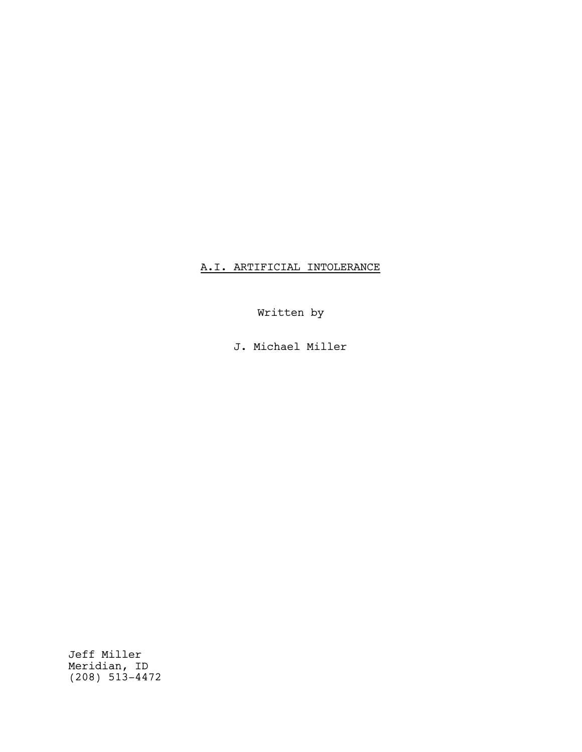A.I. ARTIFICIAL INTOLERANCE

Written by

J. Michael Miller

Jeff Miller
Meridian, ID
(208) 513-4472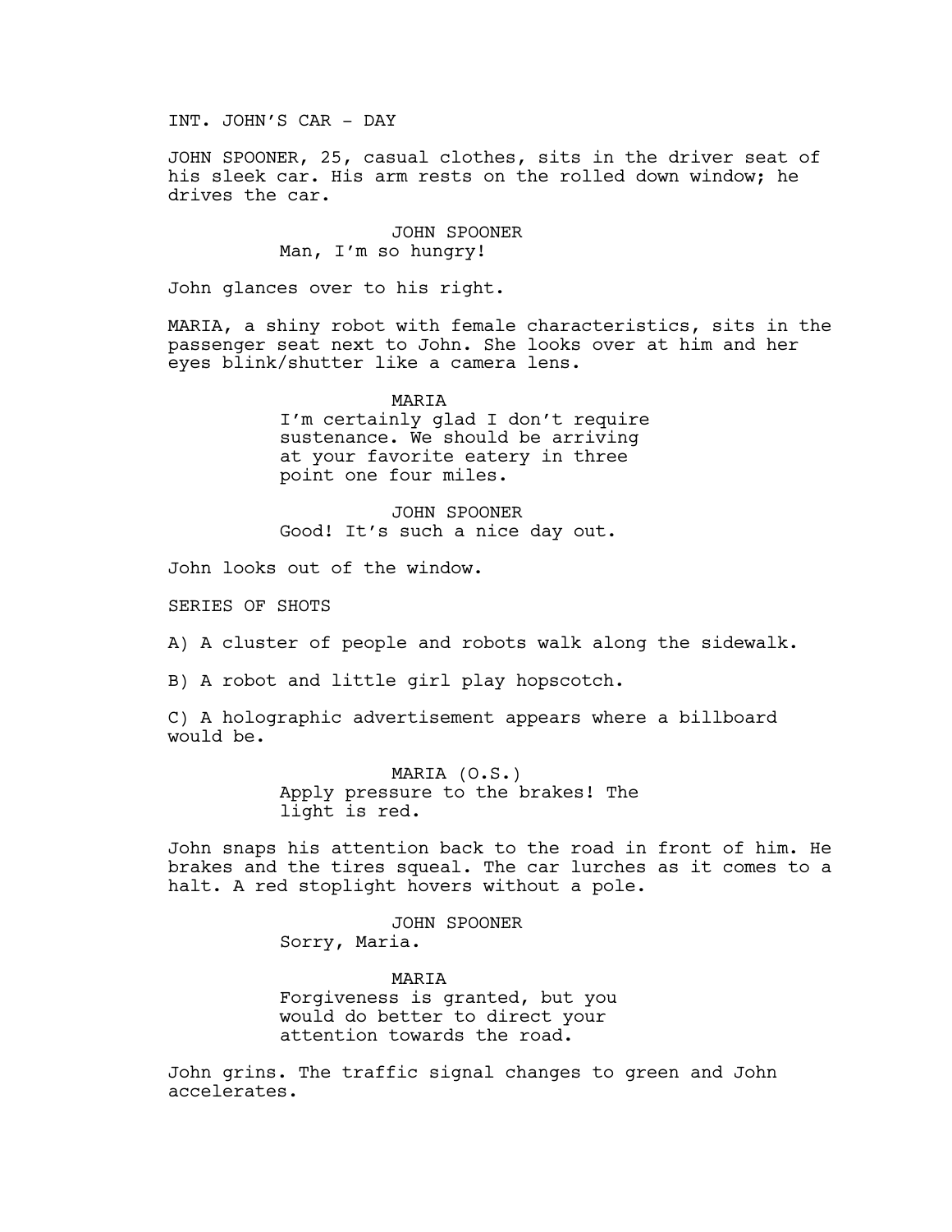INT. JOHN'S CAR - DAY

JOHN SPOONER, 25, casual clothes, sits in the driver seat of his sleek car. His arm rests on the rolled down window; he drives the car.

JOHN SPOONER
Man, I'm so hungry!

John glances over to his right.

MARIA, a shiny robot with female characteristics, sits in the passenger seat next to John. She looks over at him and her eyes blink/shutter like a camera lens.

MARIA
I'm certainly glad I don't require sustenance. We should be arriving at your favorite eatery in three point one four miles.

JOHN SPOONER
Good! It's such a nice day out.

John looks out of the window.

SERIES OF SHOTS

A) A cluster of people and robots walk along the sidewalk.

B) A robot and little girl play hopscotch.

C) A holographic advertisement appears where a billboard would be.

MARIA (O.S.)
Apply pressure to the brakes! The light is red.

John snaps his attention back to the road in front of him. He brakes and the tires squeal. The car lurches as it comes to a halt. A red stoplight hovers without a pole.

JOHN SPOONER
Sorry, Maria.

MARIA
Forgiveness is granted, but you would do better to direct your attention towards the road.

John grins. The traffic signal changes to green and John accelerates.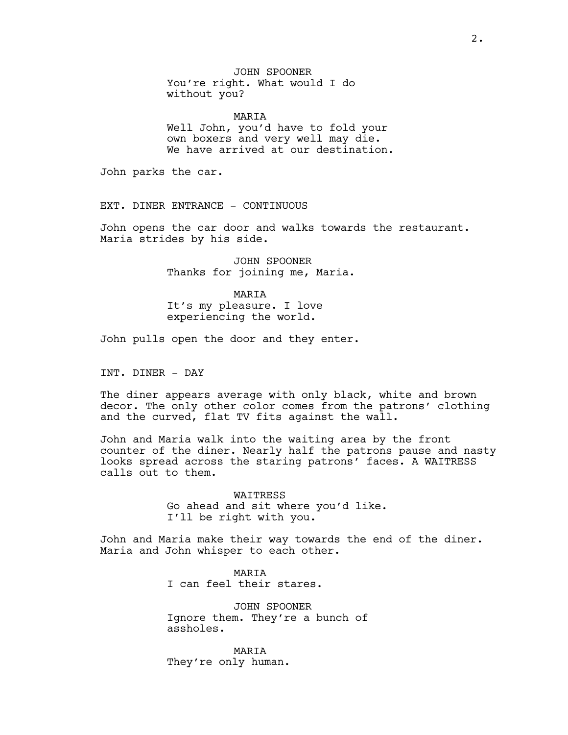JOHN SPOONER
You're right. What would I do without you?

MARIA
Well John, you'd have to fold your own boxers and very well may die. We have arrived at our destination.

John parks the car.

EXT. DINER ENTRANCE - CONTINUOUS

John opens the car door and walks towards the restaurant. Maria strides by his side.

JOHN SPOONER
Thanks for joining me, Maria.

MARIA
It's my pleasure. I love experiencing the world.

John pulls open the door and they enter.

INT. DINER - DAY

The diner appears average with only black, white and brown decor. The only other color comes from the patrons' clothing and the curved, flat TV fits against the wall.

John and Maria walk into the waiting area by the front counter of the diner. Nearly half the patrons pause and nasty looks spread across the staring patrons' faces. A WAITRESS calls out to them.

WAITRESS
Go ahead and sit where you'd like. I'll be right with you.

John and Maria make their way towards the end of the diner. Maria and John whisper to each other.

MARIA
I can feel their stares.

JOHN SPOONER
Ignore them. They're a bunch of assholes.

MARIA
They're only human.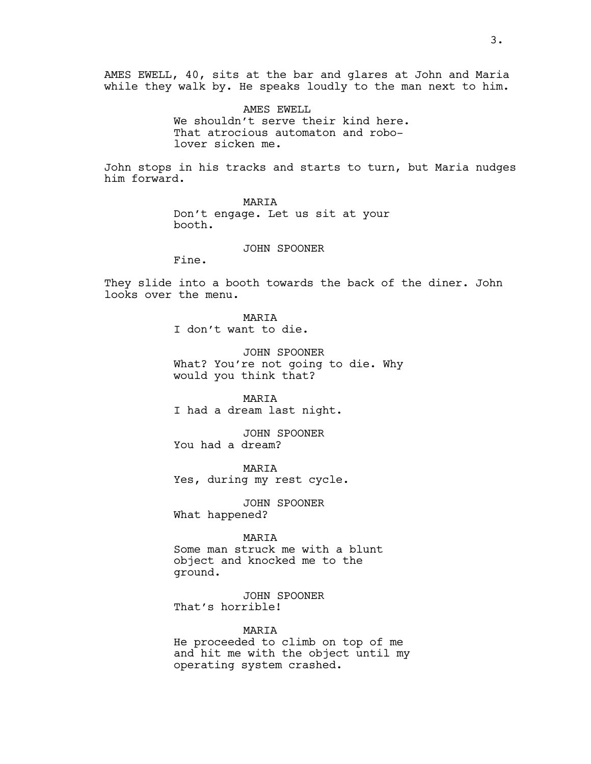AMES EWELL, 40, sits at the bar and glares at John and Maria while they walk by. He speaks loudly to the man next to him.

AMES EWELL
We shouldn't serve their kind here. That atrocious automaton and robo-lover sicken me.

John stops in his tracks and starts to turn, but Maria nudges him forward.

MARIA
Don't engage. Let us sit at your booth.

JOHN SPOONER
Fine.

They slide into a booth towards the back of the diner. John looks over the menu.

MARIA
I don't want to die.

JOHN SPOONER
What? You're not going to die. Why would you think that?

MARIA
I had a dream last night.

JOHN SPOONER
You had a dream?

MARIA
Yes, during my rest cycle.

JOHN SPOONER
What happened?

MARIA
Some man struck me with a blunt object and knocked me to the ground.

JOHN SPOONER
That's horrible!

MARIA
He proceeded to climb on top of me and hit me with the object until my operating system crashed.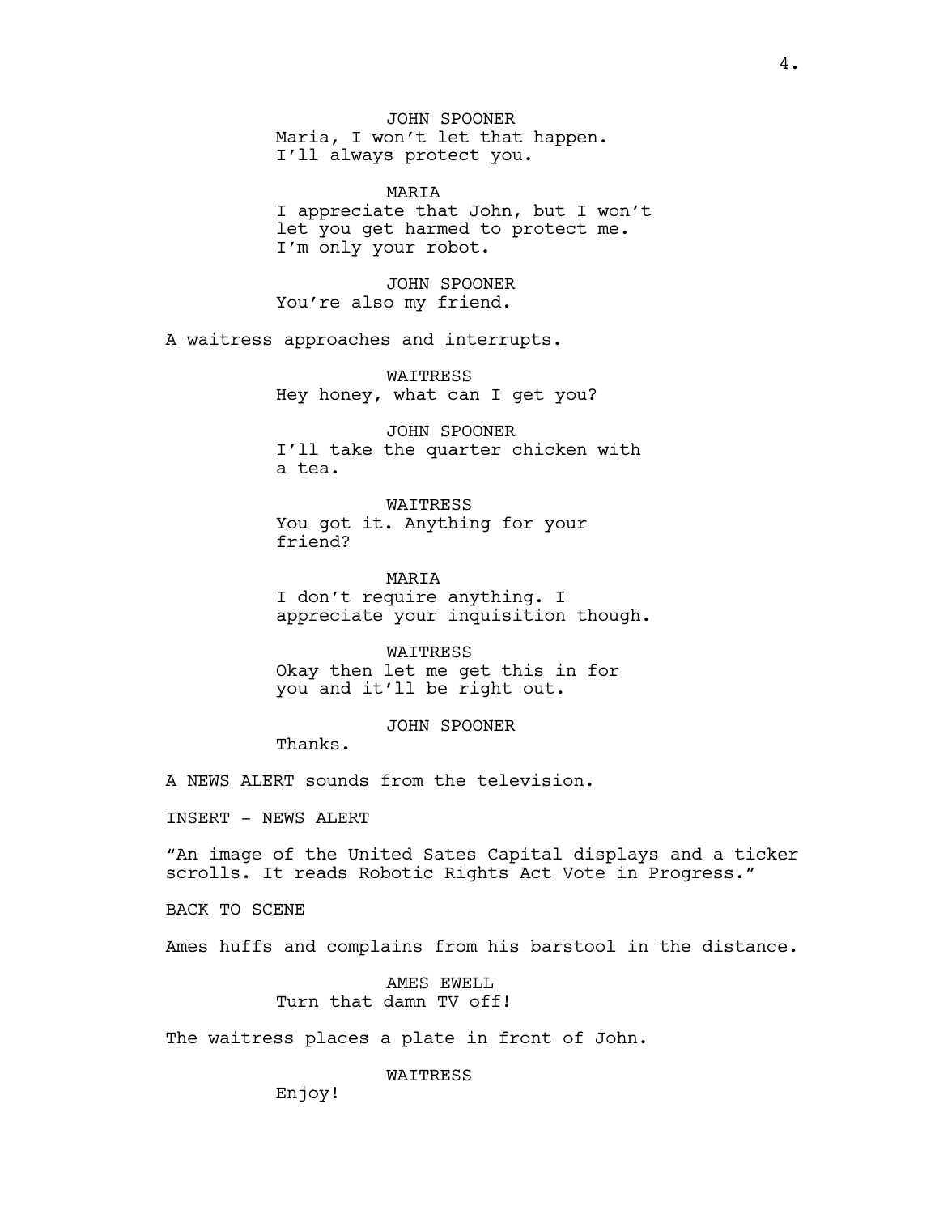JOHN SPOONER
Maria, I won't let that happen. I'll always protect you.

MARIA
I appreciate that John, but I won't let you get harmed to protect me. I'm only your robot.

JOHN SPOONER
You're also my friend.

A waitress approaches and interrupts.

WAITRESS
Hey honey, what can I get you?

JOHN SPOONER
I'll take the quarter chicken with a tea.

WAITRESS
You got it. Anything for your friend?

MARIA
I don't require anything. I appreciate your inquisition though.

WAITRESS
Okay then let me get this in for you and it'll be right out.

JOHN SPOONER
Thanks.

A NEWS ALERT sounds from the television.

INSERT - NEWS ALERT

"An image of the United Sates Capital displays and a ticker scrolls. It reads Robotic Rights Act Vote in Progress."

BACK TO SCENE

Ames huffs and complains from his barstool in the distance.

AMES EWELL
Turn that damn TV off!

The waitress places a plate in front of John.

WAITRESS
Enjoy!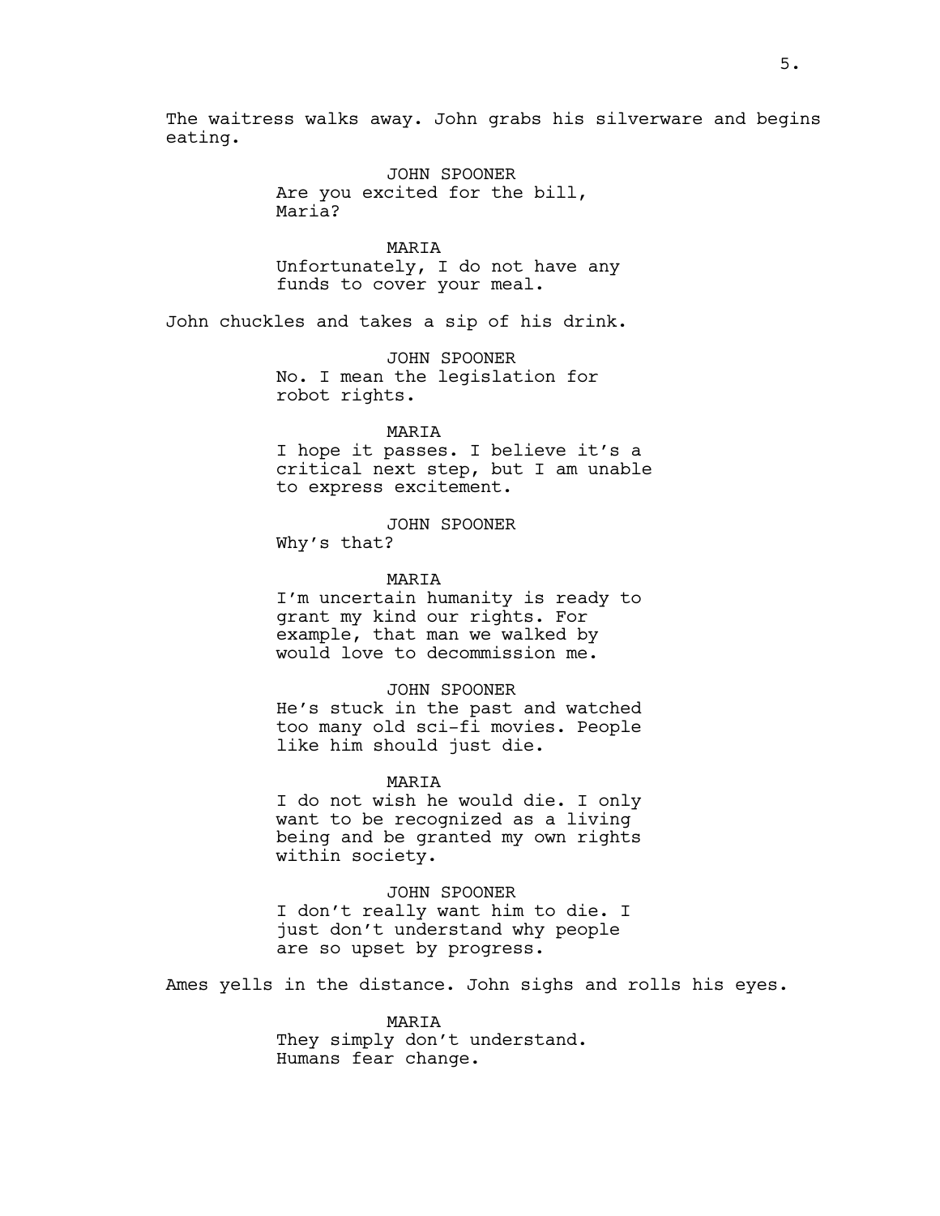The waitress walks away. John grabs his silverware and begins eating.

JOHN SPOONER
Are you excited for the bill, Maria?

MARIA
Unfortunately, I do not have any funds to cover your meal.

John chuckles and takes a sip of his drink.

JOHN SPOONER
No. I mean the legislation for robot rights.

MARIA
I hope it passes. I believe it's a critical next step, but I am unable to express excitement.

JOHN SPOONER
Why's that?

MARIA
I'm uncertain humanity is ready to grant my kind our rights. For example, that man we walked by would love to decommission me.

JOHN SPOONER
He's stuck in the past and watched too many old sci-fi movies. People like him should just die.

MARIA
I do not wish he would die. I only want to be recognized as a living being and be granted my own rights within society.

JOHN SPOONER
I don't really want him to die. I just don't understand why people are so upset by progress.

Ames yells in the distance. John sighs and rolls his eyes.

MARIA
They simply don't understand. Humans fear change.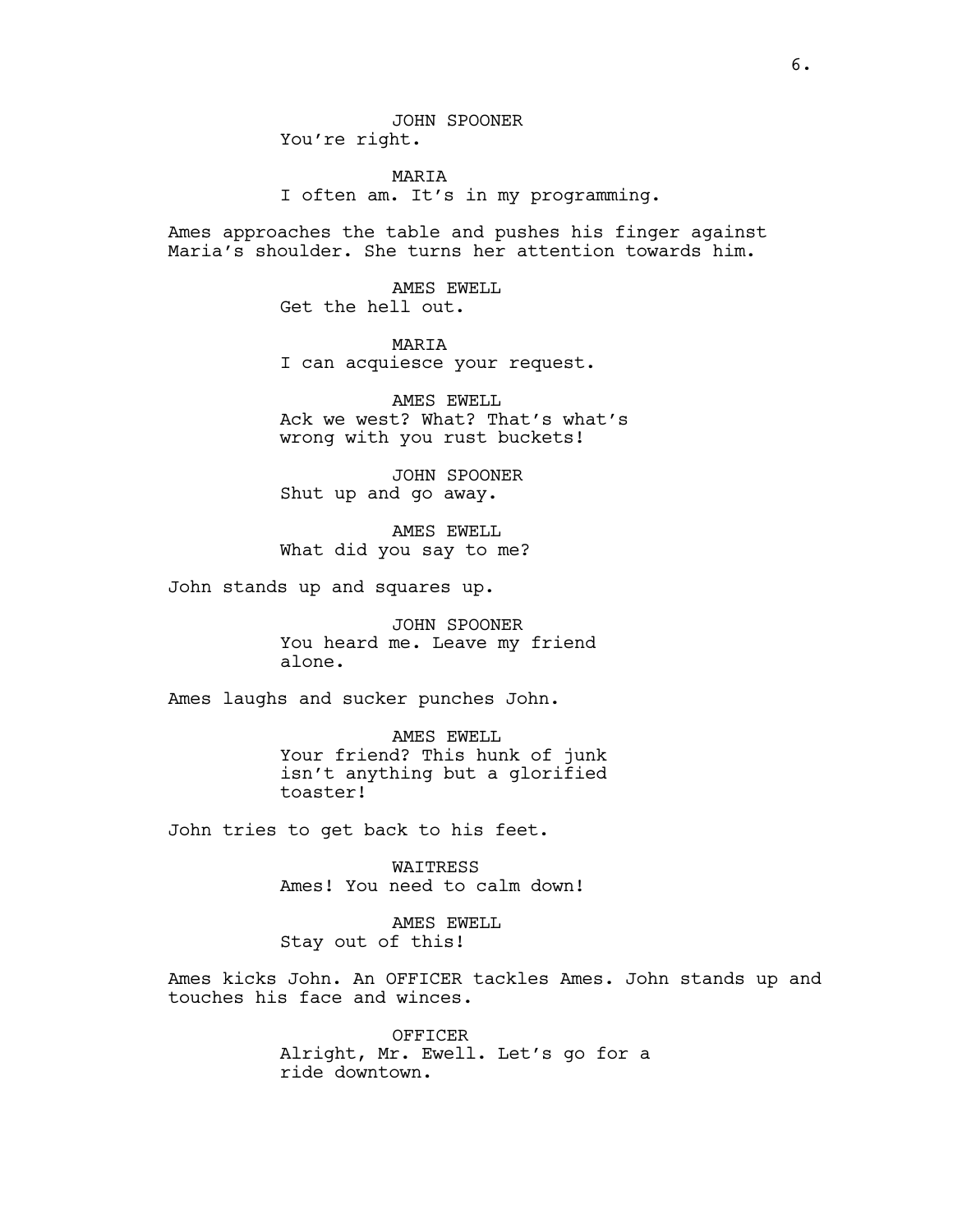JOHN SPOONER
You're right.

MARIA
I often am. It's in my programming.

Ames approaches the table and pushes his finger against Maria's shoulder. She turns her attention towards him.

AMES EWELL
Get the hell out.

MARIA
I can acquiesce your request.

AMES EWELL
Ack we west? What? That's what's wrong with you rust buckets!

JOHN SPOONER
Shut up and go away.

AMES EWELL
What did you say to me?

John stands up and squares up.

JOHN SPOONER
You heard me. Leave my friend alone.

Ames laughs and sucker punches John.

AMES EWELL
Your friend? This hunk of junk isn't anything but a glorified toaster!

John tries to get back to his feet.

WAITRESS
Ames! You need to calm down!

AMES EWELL
Stay out of this!

Ames kicks John. An OFFICER tackles Ames. John stands up and touches his face and winces.

OFFICER
Alright, Mr. Ewell. Let's go for a ride downtown.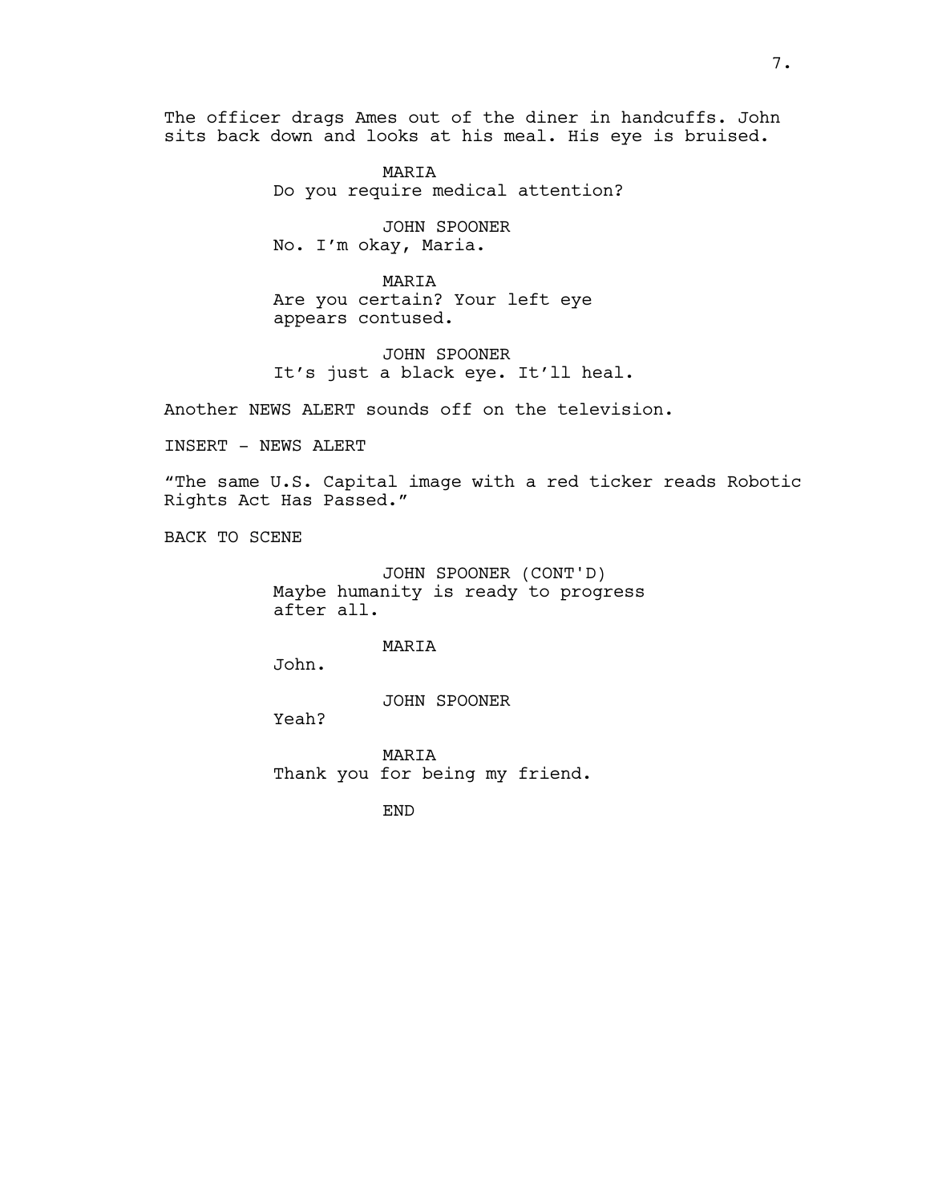The officer drags Ames out of the diner in handcuffs. John sits back down and looks at his meal. His eye is bruised.

MARIA
Do you require medical attention?

JOHN SPOONER
No. I'm okay, Maria.

MARIA
Are you certain? Your left eye appears contused.

JOHN SPOONER
It's just a black eye. It'll heal.

Another NEWS ALERT sounds off on the television.

INSERT - NEWS ALERT

"The same U.S. Capital image with a red ticker reads Robotic Rights Act Has Passed."

BACK TO SCENE

JOHN SPOONER (CONT'D)
Maybe humanity is ready to progress after all.

MARIA
John.

JOHN SPOONER
Yeah?

MARIA
Thank you for being my friend.

END